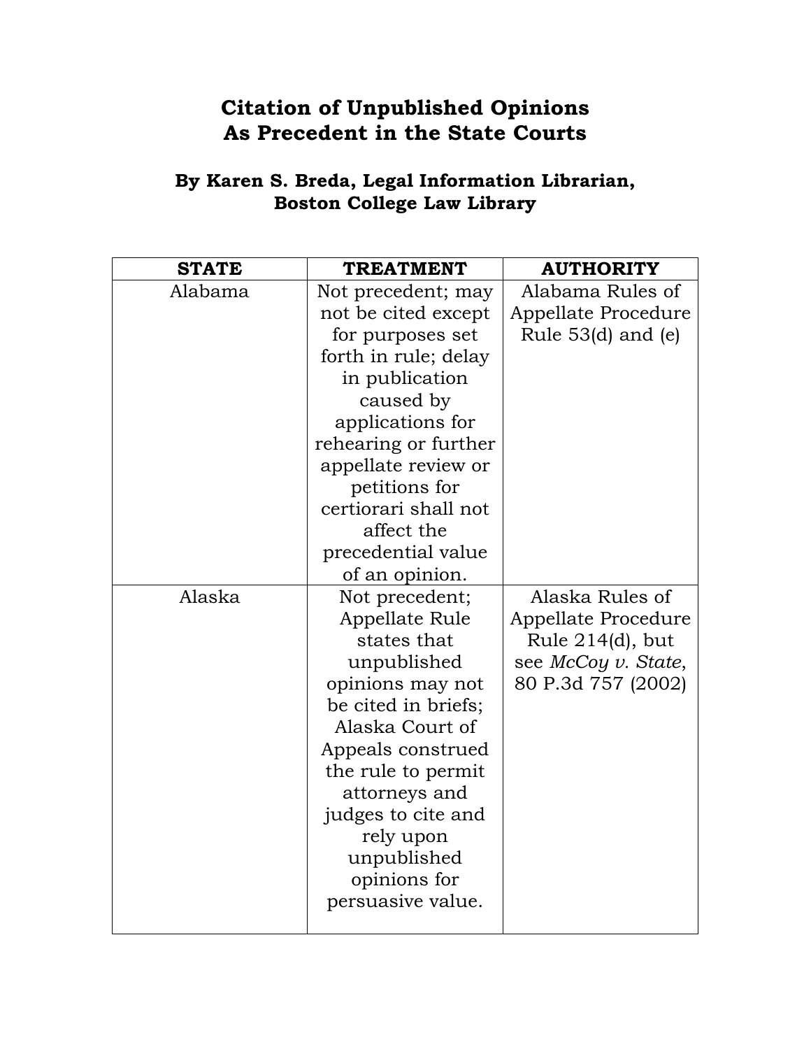# Citation of Unpublished Opinions As Precedent in the State Courts

## By Karen S. Breda, Legal Information Librarian, Boston College Law Library

| STATE | TREATMENT | AUTHORITY |
|---|---|---|
| Alabama | Not precedent; may not be cited except for purposes set forth in rule; delay in publication caused by applications for rehearing or further appellate review or petitions for certiorari shall not affect the precedential value of an opinion. | Alabama Rules of Appellate Procedure Rule 53(d) and (e) |
| Alaska | Not precedent; Appellate Rule states that unpublished opinions may not be cited in briefs; Alaska Court of Appeals construed the rule to permit attorneys and judges to cite and rely upon unpublished opinions for persuasive value. | Alaska Rules of Appellate Procedure Rule 214(d), but see *McCoy v. State*, 80 P.3d 757 (2002) |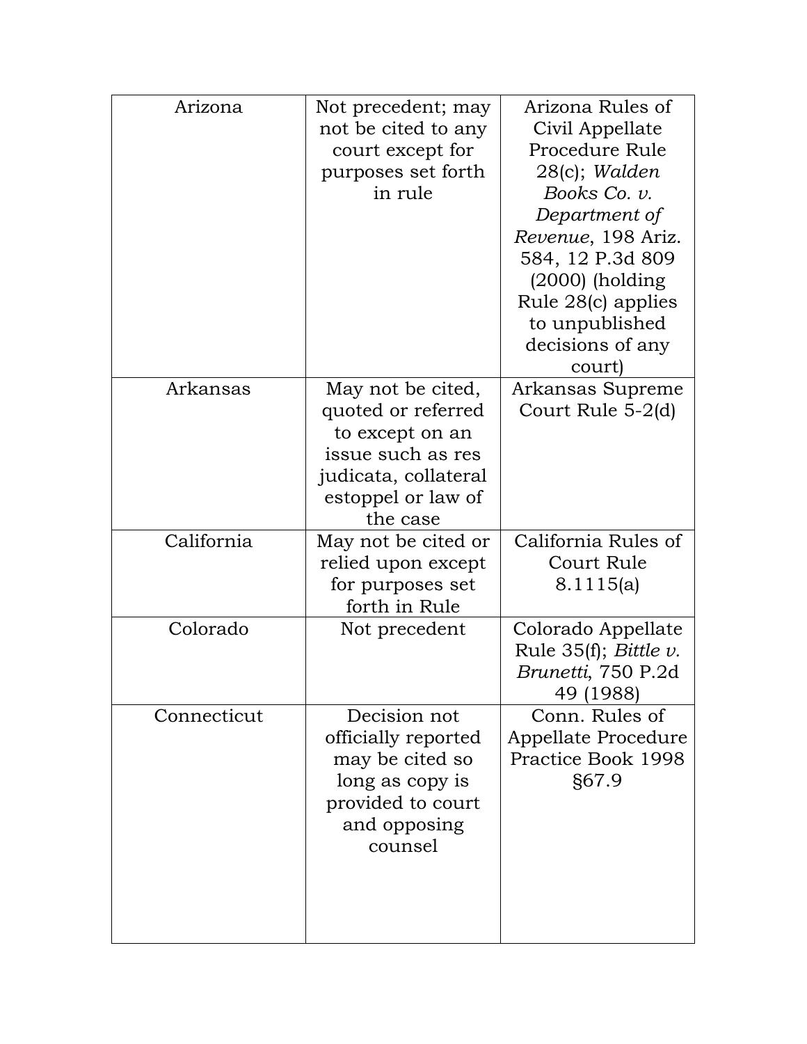| Arizona | Not precedent; may not be cited to any court except for purposes set forth in rule | Arizona Rules of Civil Appellate Procedure Rule 28(c); *Walden Books Co. v. Department of Revenue*, 198 Ariz. 584, 12 P.3d 809 (2000) (holding Rule 28(c) applies to unpublished decisions of any court) |
|---|---|---|
| Arkansas | May not be cited, quoted or referred to except on an issue such as res judicata, collateral estoppel or law of the case | Arkansas Supreme Court Rule 5-2(d) |
| California | May not be cited or relied upon except for purposes set forth in Rule | California Rules of Court Rule 8.1115(a) |
| Colorado | Not precedent | Colorado Appellate Rule 35(f); *Bittle v. Brunetti*, 750 P.2d 49 (1988) |
| Connecticut | Decision not officially reported may be cited so long as copy is provided to court and opposing counsel | Conn. Rules of Appellate Procedure Practice Book 1998 §67.9 |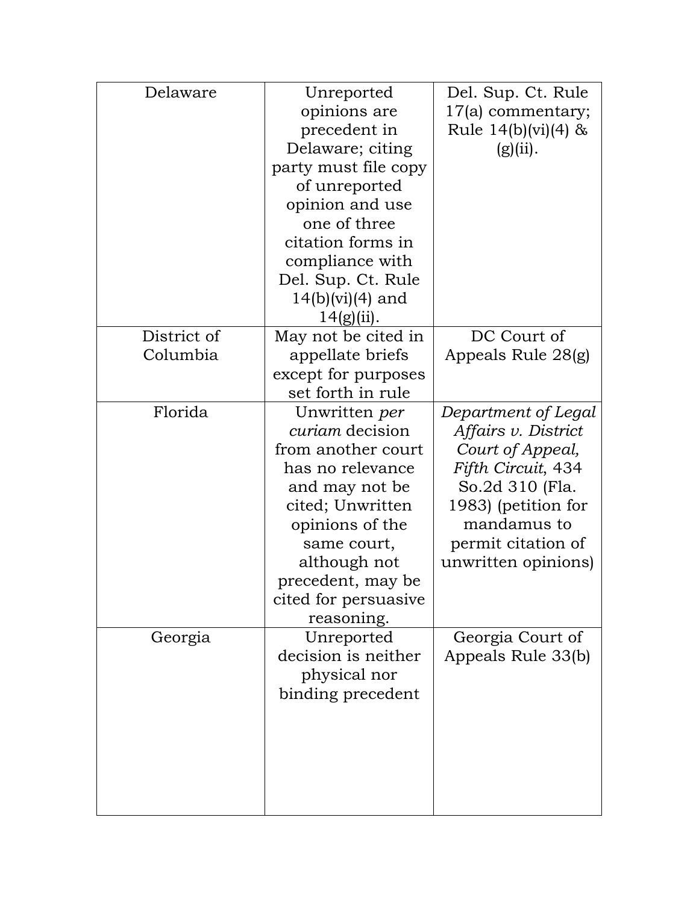| | | |
|---|---|---|
| Delaware | Unreported opinions are precedent in Delaware; citing party must file copy of unreported opinion and use one of three citation forms in compliance with Del. Sup. Ct. Rule 14(b)(vi)(4) and 14(g)(ii). | Del. Sup. Ct. Rule 17(a) commentary; Rule 14(b)(vi)(4) & (g)(ii). |
| District of Columbia | May not be cited in appellate briefs except for purposes set forth in rule | DC Court of Appeals Rule 28(g) |
| Florida | Unwritten *per curiam* decision from another court has no relevance and may not be cited; Unwritten opinions of the same court, although not precedent, may be cited for persuasive reasoning. | *Department of Legal Affairs v. District Court of Appeal, Fifth Circuit*, 434 So.2d 310 (Fla. 1983) (petition for mandamus to permit citation of unwritten opinions) |
| Georgia | Unreported decision is neither physical nor binding precedent | Georgia Court of Appeals Rule 33(b) |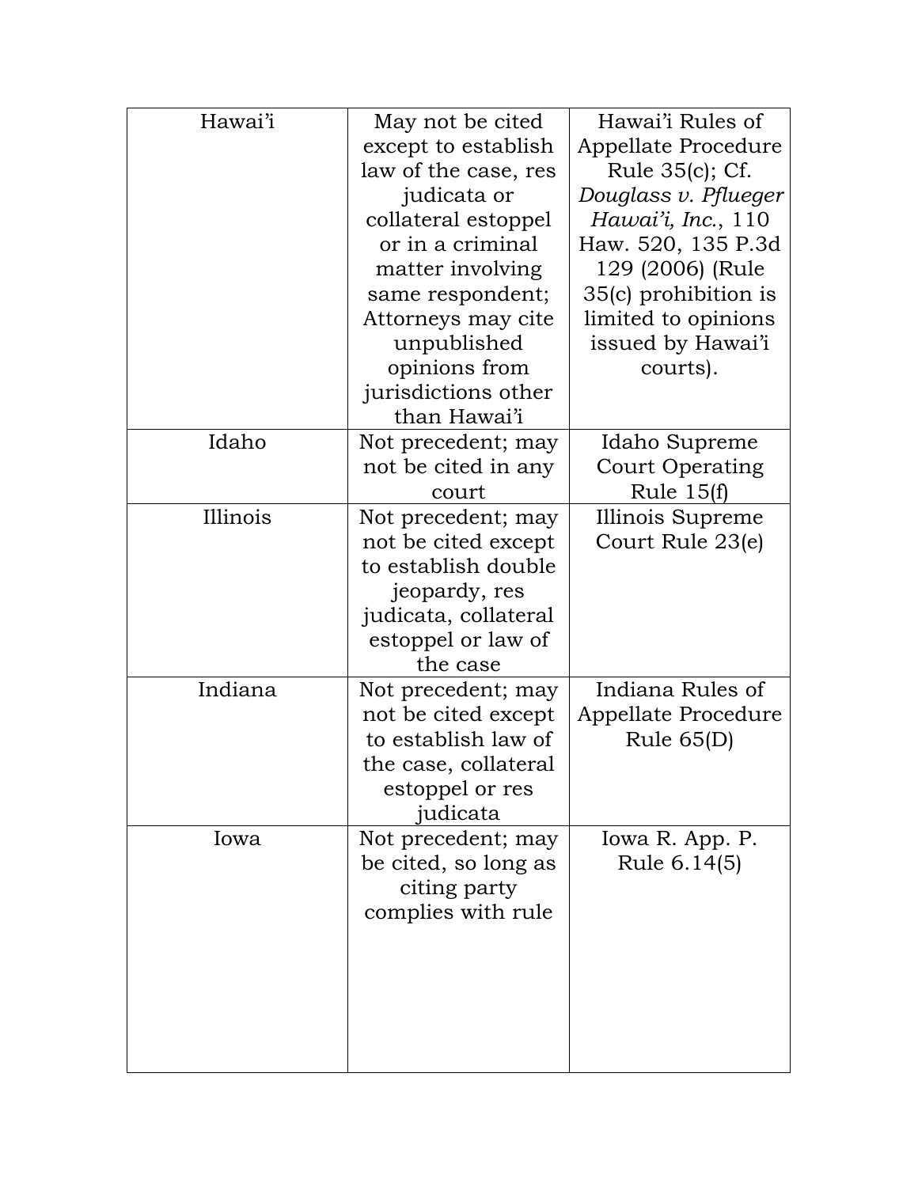| | | |
|---|---|---|
| Hawai'i | May not be cited except to establish law of the case, res judicata or collateral estoppel or in a criminal matter involving same respondent; Attorneys may cite unpublished opinions from jurisdictions other than Hawai'i | Hawai'i Rules of Appellate Procedure Rule 35(c); Cf. *Douglass v. Pflueger Hawai'i, Inc.*, 110 Haw. 520, 135 P.3d 129 (2006) (Rule 35(c) prohibition is limited to opinions issued by Hawai'i courts). |
| Idaho | Not precedent; may not be cited in any court | Idaho Supreme Court Operating Rule 15(f) |
| Illinois | Not precedent; may not be cited except to establish double jeopardy, res judicata, collateral estoppel or law of the case | Illinois Supreme Court Rule 23(e) |
| Indiana | Not precedent; may not be cited except to establish law of the case, collateral estoppel or res judicata | Indiana Rules of Appellate Procedure Rule 65(D) |
| Iowa | Not precedent; may be cited, so long as citing party complies with rule | Iowa R. App. P. Rule 6.14(5) |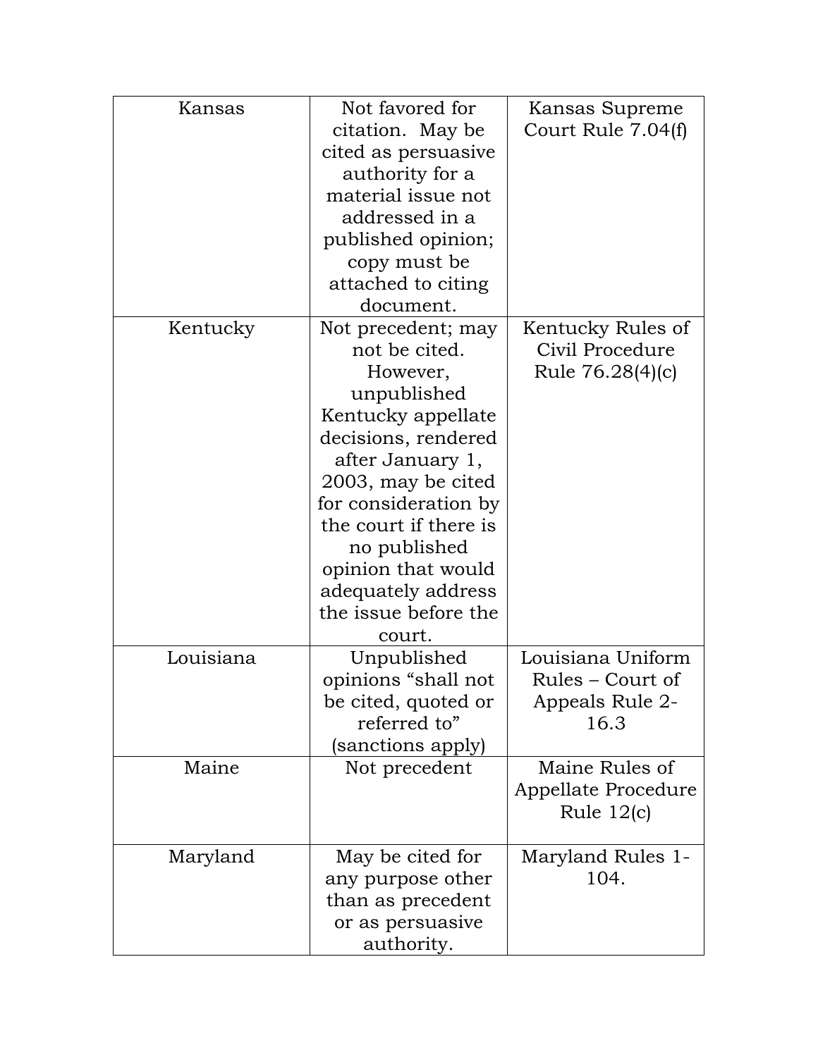| | | |
|---|---|---|
| Kansas | Not favored for citation. May be cited as persuasive authority for a material issue not addressed in a published opinion; copy must be attached to citing document. | Kansas Supreme Court Rule 7.04(f) |
| Kentucky | Not precedent; may not be cited. However, unpublished Kentucky appellate decisions, rendered after January 1, 2003, may be cited for consideration by the court if there is no published opinion that would adequately address the issue before the court. | Kentucky Rules of Civil Procedure Rule 76.28(4)(c) |
| Louisiana | Unpublished opinions “shall not be cited, quoted or referred to” (sanctions apply) | Louisiana Uniform Rules – Court of Appeals Rule 2-16.3 |
| Maine | Not precedent | Maine Rules of Appellate Procedure Rule 12(c) |
| Maryland | May be cited for any purpose other than as precedent or as persuasive authority. | Maryland Rules 1-104. |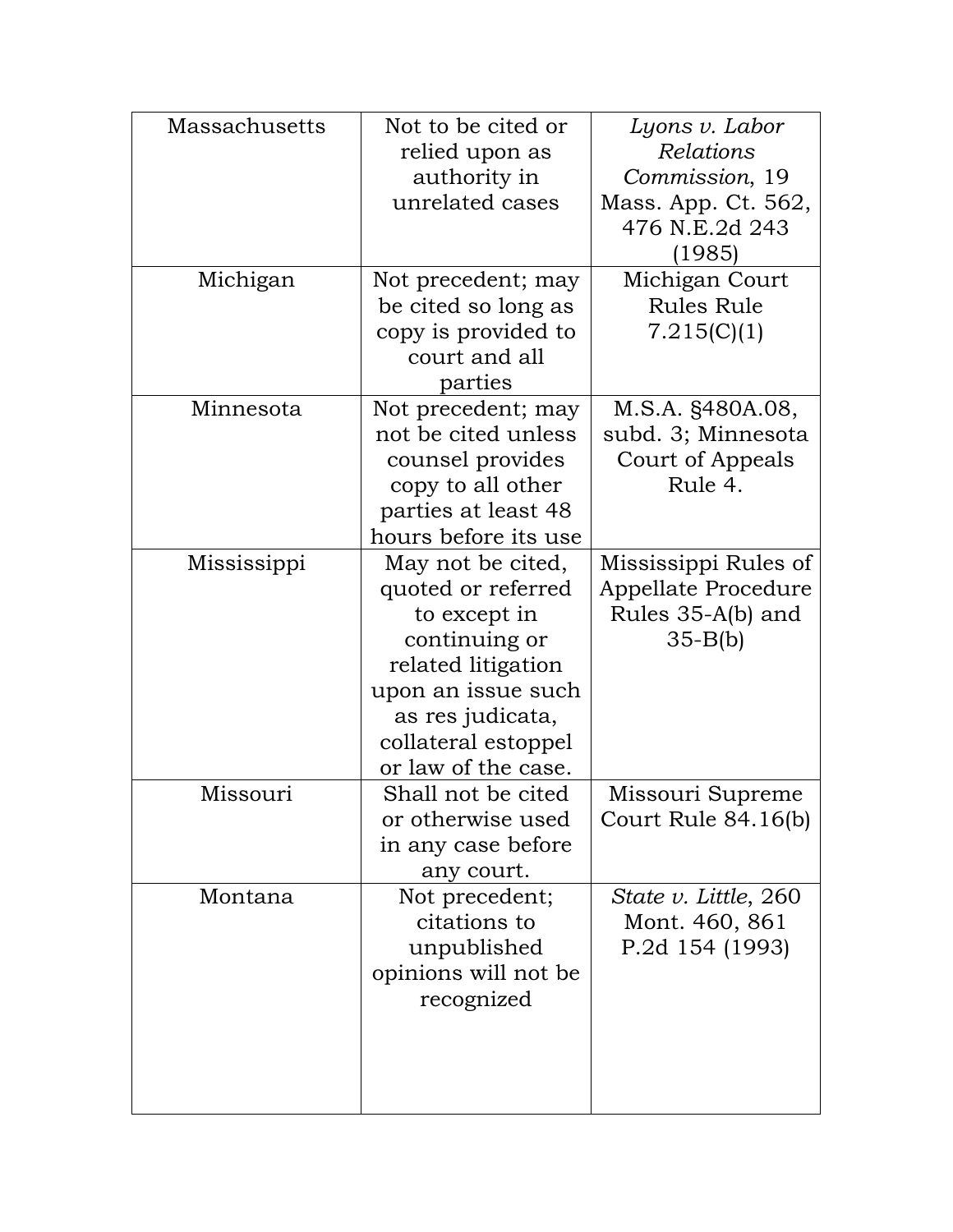| | | |
|---|---|---|
| Massachusetts | Not to be cited or relied upon as authority in unrelated cases | *Lyons v. Labor Relations Commission*, 19 Mass. App. Ct. 562, 476 N.E.2d 243 (1985) |
| Michigan | Not precedent; may be cited so long as copy is provided to court and all parties | Michigan Court Rules Rule 7.215(C)(1) |
| Minnesota | Not precedent; may not be cited unless counsel provides copy to all other parties at least 48 hours before its use | M.S.A. §480A.08, subd. 3; Minnesota Court of Appeals Rule 4. |
| Mississippi | May not be cited, quoted or referred to except in continuing or related litigation upon an issue such as res judicata, collateral estoppel or law of the case. | Mississippi Rules of Appellate Procedure Rules 35-A(b) and 35-B(b) |
| Missouri | Shall not be cited or otherwise used in any case before any court. | Missouri Supreme Court Rule 84.16(b) |
| Montana | Not precedent; citations to unpublished opinions will not be recognized | *State v. Little*, 260 Mont. 460, 861 P.2d 154 (1993) |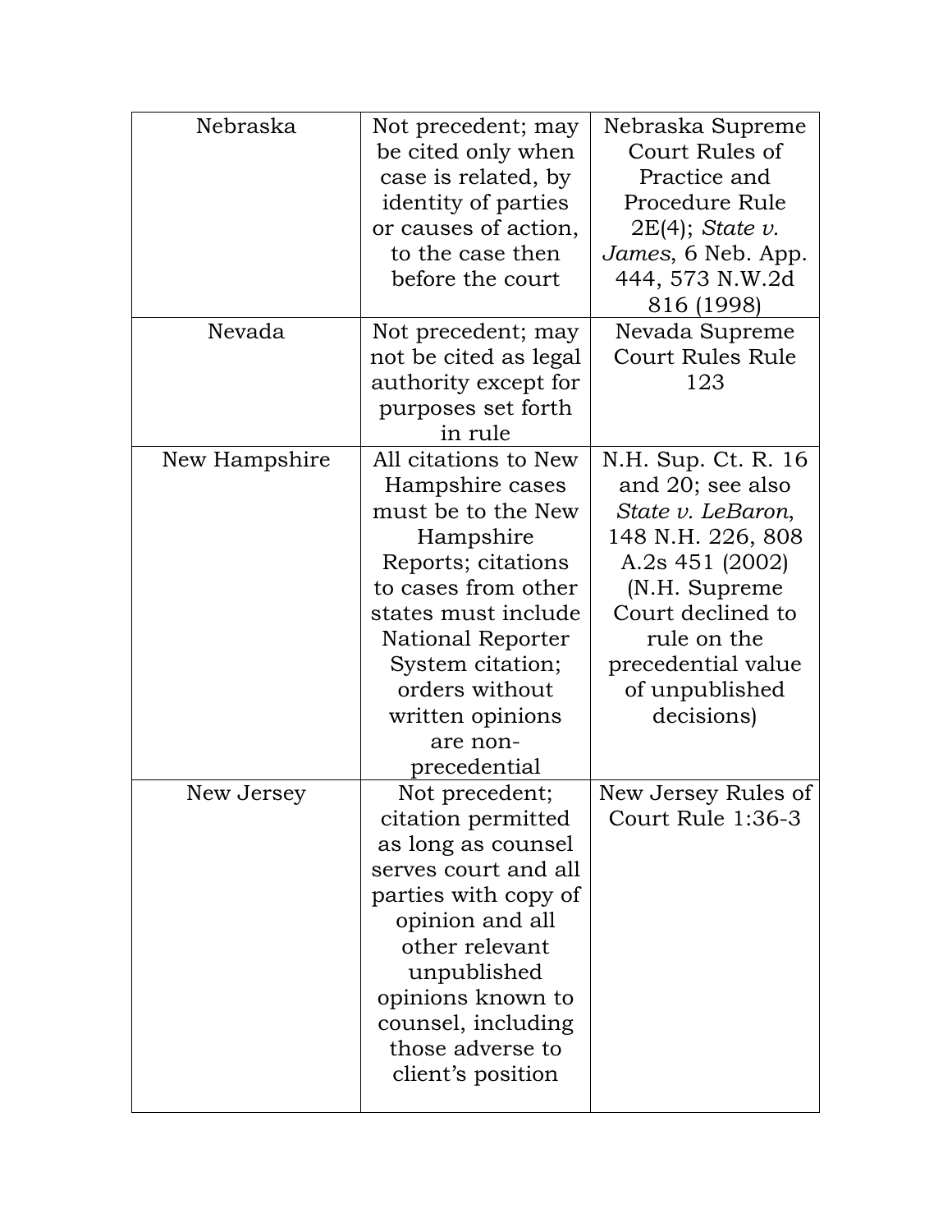| | | |
|---|---|---|
| Nebraska | Not precedent; may be cited only when case is related, by identity of parties or causes of action, to the case then before the court | Nebraska Supreme Court Rules of Practice and Procedure Rule 2E(4); *State v. James*, 6 Neb. App. 444, 573 N.W.2d 816 (1998) |
| Nevada | Not precedent; may not be cited as legal authority except for purposes set forth in rule | Nevada Supreme Court Rules Rule 123 |
| New Hampshire | All citations to New Hampshire cases must be to the New Hampshire Reports; citations to cases from other states must include National Reporter System citation; orders without written opinions are non-precedential | N.H. Sup. Ct. R. 16 and 20; see also *State v. LeBaron*, 148 N.H. 226, 808 A.2s 451 (2002) (N.H. Supreme Court declined to rule on the precedential value of unpublished decisions) |
| New Jersey | Not precedent; citation permitted as long as counsel serves court and all parties with copy of opinion and all other relevant unpublished opinions known to counsel, including those adverse to client's position | New Jersey Rules of Court Rule 1:36-3 |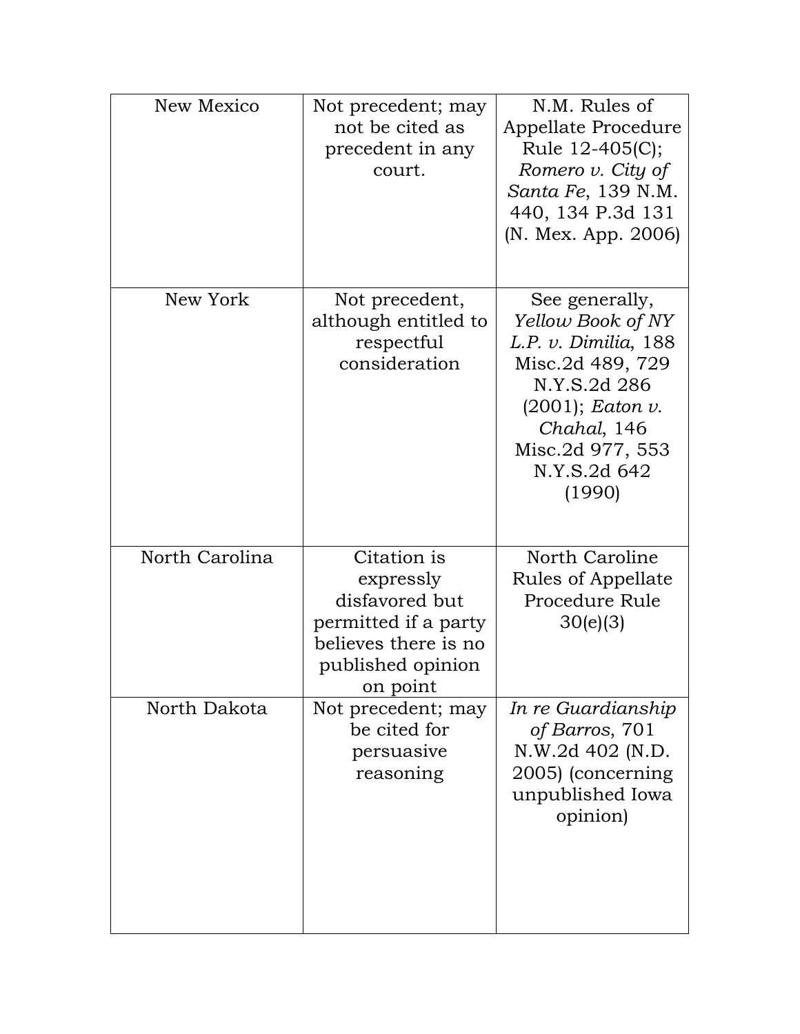| New Mexico | Not precedent; may not be cited as precedent in any court. | N.M. Rules of Appellate Procedure Rule 12-405(C); *Romero v. City of Santa Fe*, 139 N.M. 440, 134 P.3d 131 (N. Mex. App. 2006) |
|---|---|---|
| New York | Not precedent, although entitled to respectful consideration | See generally, *Yellow Book of NY L.P. v. Dimilia*, 188 Misc.2d 489, 729 N.Y.S.2d 286 (2001); *Eaton v. Chahal*, 146 Misc.2d 977, 553 N.Y.S.2d 642 (1990) |
| North Carolina | Citation is expressly disfavored but permitted if a party believes there is no published opinion on point | North Caroline Rules of Appellate Procedure Rule 30(e)(3) |
| North Dakota | Not precedent; may be cited for persuasive reasoning | *In re Guardianship of Barros*, 701 N.W.2d 402 (N.D. 2005) (concerning unpublished Iowa opinion) |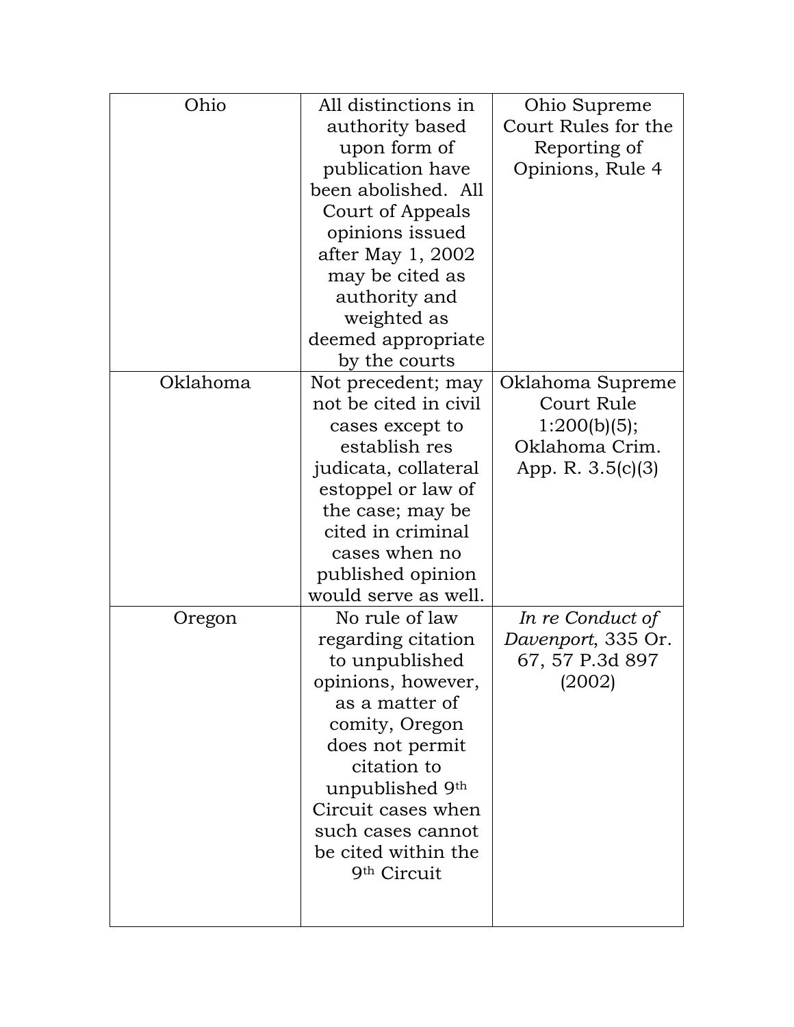| Ohio | All distinctions in authority based upon form of publication have been abolished.  All Court of Appeals opinions issued after May 1, 2002 may be cited as authority and weighted as deemed appropriate by the courts | Ohio Supreme Court Rules for the Reporting of Opinions, Rule 4 |
|---|---|---|
| Oklahoma | Not precedent; may not be cited in civil cases except to establish res judicata, collateral estoppel or law of the case; may be cited in criminal cases when no published opinion would serve as well. | Oklahoma Supreme Court Rule 1:200(b)(5); Oklahoma Crim. App. R. 3.5(c)(3) |
| Oregon | No rule of law regarding citation to unpublished opinions, however, as a matter of comity, Oregon does not permit citation to unpublished 9th Circuit cases when such cases cannot be cited within the 9th Circuit | *In re Conduct of Davenport*, 335 Or. 67, 57 P.3d 897 (2002) |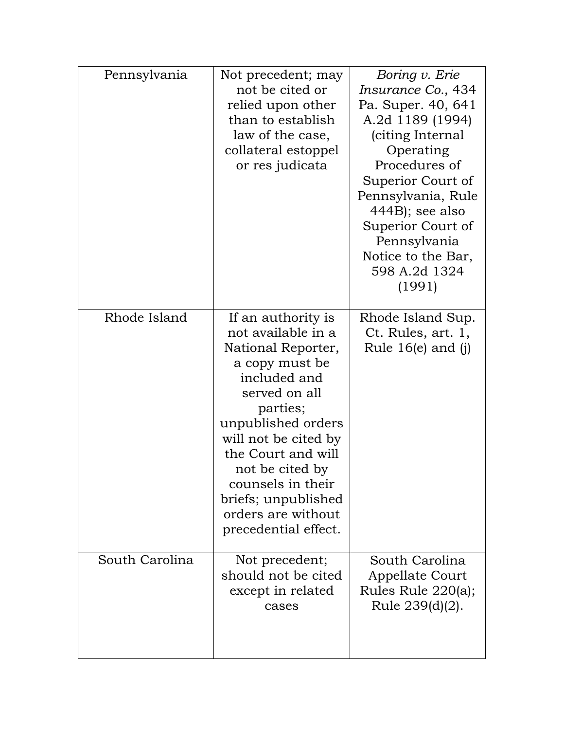| | | |
|---|---|---|
| Pennsylvania | Not precedent; may not be cited or relied upon other than to establish law of the case, collateral estoppel or res judicata | *Boring v. Erie Insurance Co.*, 434 Pa. Super. 40, 641 A.2d 1189 (1994) (citing Internal Operating Procedures of Superior Court of Pennsylvania, Rule 444B); see also Superior Court of Pennsylvania Notice to the Bar, 598 A.2d 1324 (1991) |
| Rhode Island | If an authority is not available in a National Reporter, a copy must be included and served on all parties; unpublished orders will not be cited by the Court and will not be cited by counsels in their briefs; unpublished orders are without precedential effect. | Rhode Island Sup. Ct. Rules, art. 1, Rule 16(e) and (j) |
| South Carolina | Not precedent; should not be cited except in related cases | South Carolina Appellate Court Rules Rule 220(a); Rule 239(d)(2). |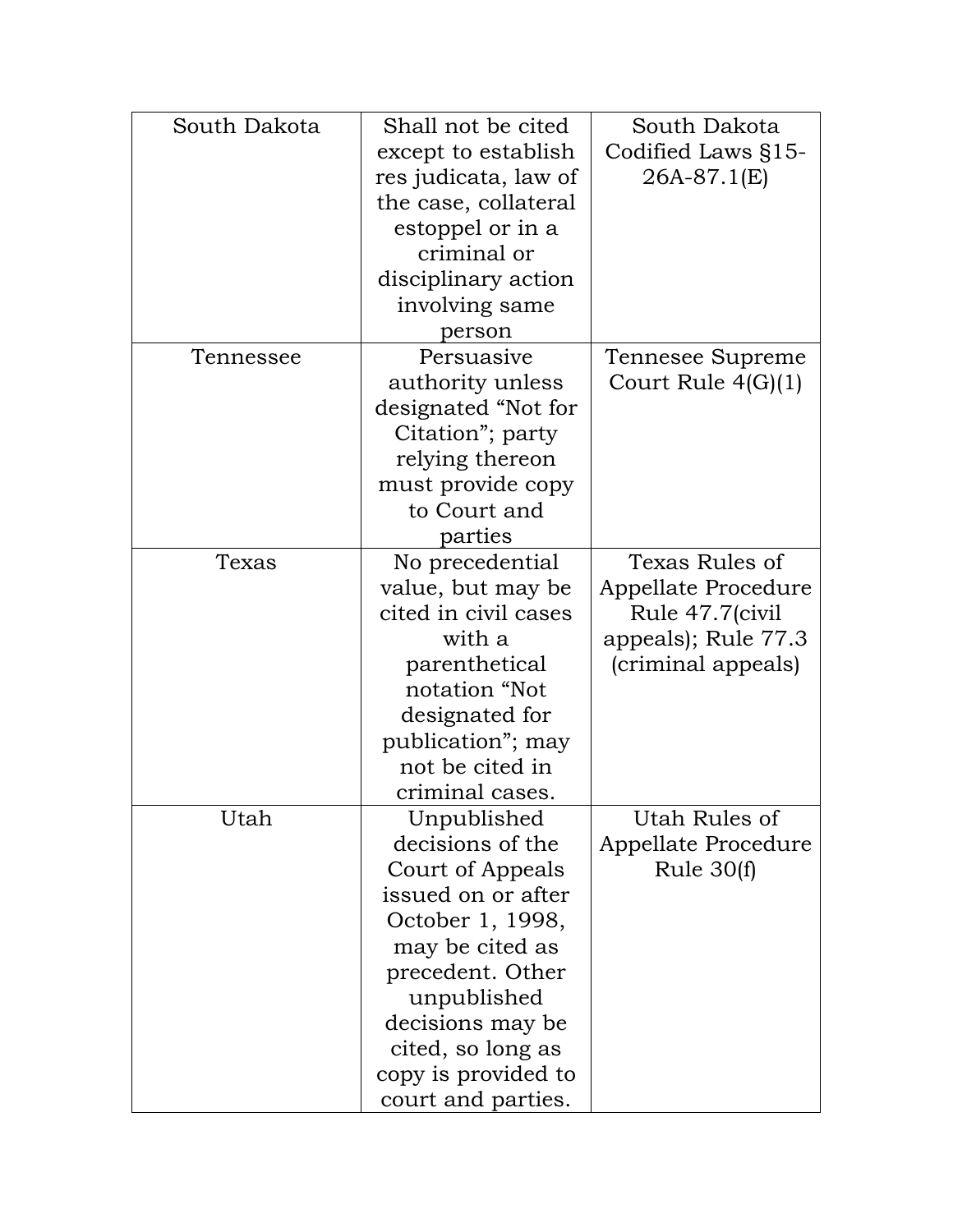| | | |
|---|---|---|
| South Dakota | Shall not be cited except to establish res judicata, law of the case, collateral estoppel or in a criminal or disciplinary action involving same person | South Dakota Codified Laws §15-26A-87.1(E) |
| Tennessee | Persuasive authority unless designated "Not for Citation"; party relying thereon must provide copy to Court and parties | Tennesee Supreme Court Rule 4(G)(1) |
| Texas | No precedential value, but may be cited in civil cases with a parenthetical notation "Not designated for publication"; may not be cited in criminal cases. | Texas Rules of Appellate Procedure Rule 47.7(civil appeals); Rule 77.3 (criminal appeals) |
| Utah | Unpublished decisions of the Court of Appeals issued on or after October 1, 1998, may be cited as precedent. Other unpublished decisions may be cited, so long as copy is provided to court and parties. | Utah Rules of Appellate Procedure Rule 30(f) |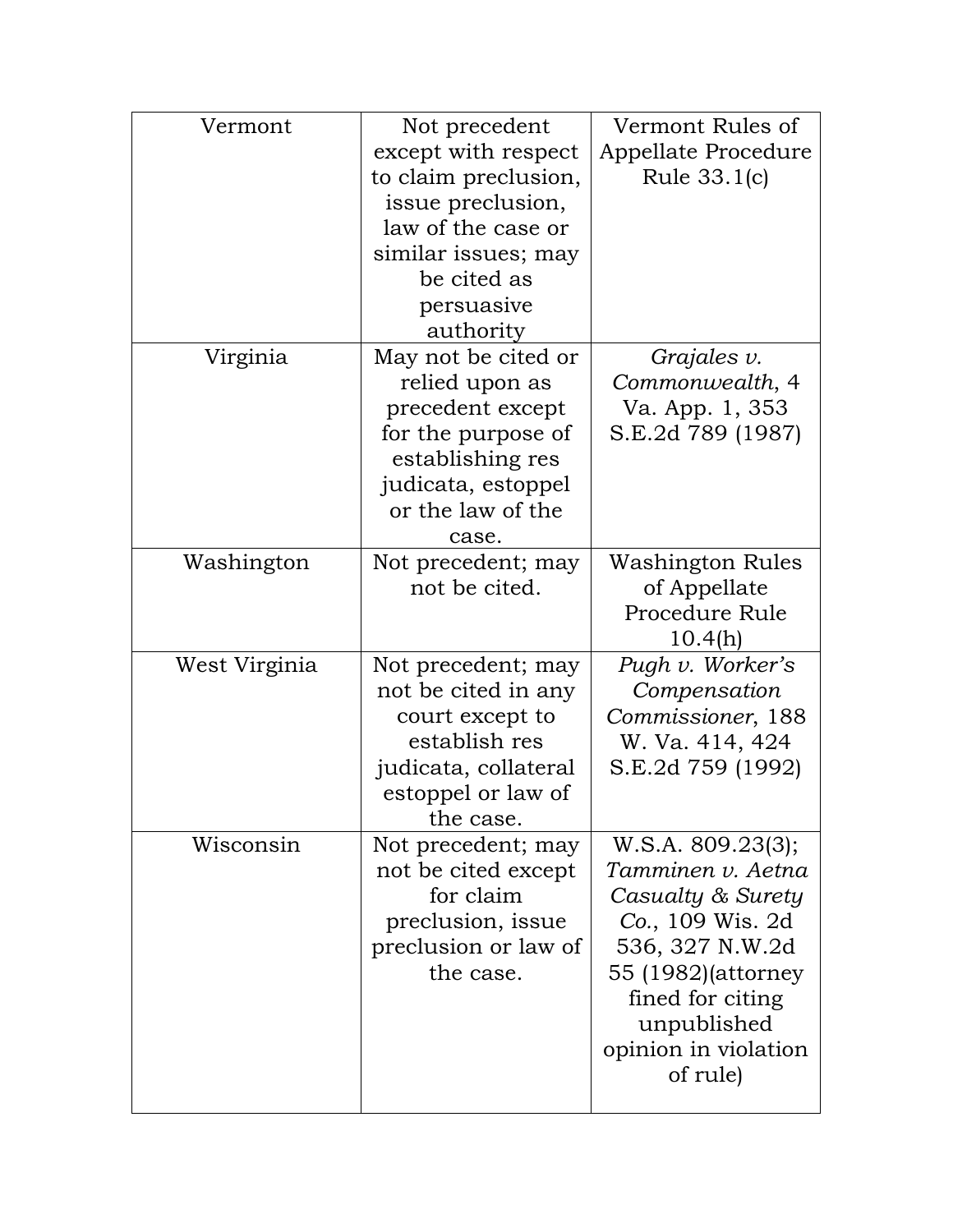| Vermont | Not precedent except with respect to claim preclusion, issue preclusion, law of the case or similar issues; may be cited as persuasive authority | Vermont Rules of Appellate Procedure Rule 33.1(c) |
|---|---|---|
| Virginia | May not be cited or relied upon as precedent except for the purpose of establishing res judicata, estoppel or the law of the case. | *Grajales v. Commonwealth*, 4 Va. App. 1, 353 S.E.2d 789 (1987) |
| Washington | Not precedent; may not be cited. | Washington Rules of Appellate Procedure Rule 10.4(h) |
| West Virginia | Not precedent; may not be cited in any court except to establish res judicata, collateral estoppel or law of the case. | *Pugh v. Worker's Compensation Commissioner*, 188 W. Va. 414, 424 S.E.2d 759 (1992) |
| Wisconsin | Not precedent; may not be cited except for claim preclusion, issue preclusion or law of the case. | W.S.A. 809.23(3); *Tamminen v. Aetna Casualty & Surety Co.*, 109 Wis. 2d 536, 327 N.W.2d 55 (1982)(attorney fined for citing unpublished opinion in violation of rule) |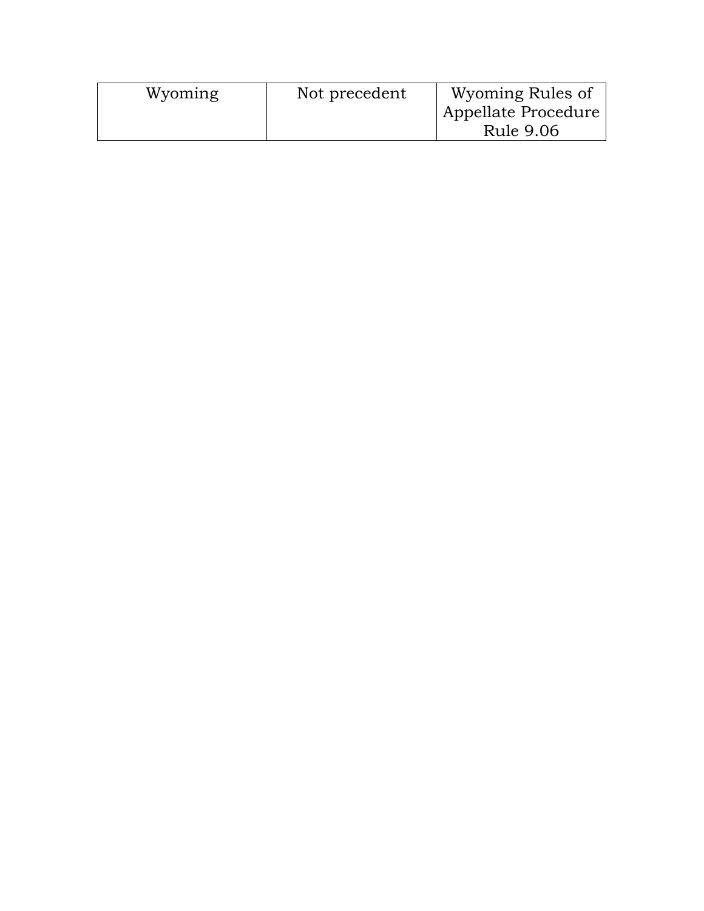| | | |
|---|---|---|
| Wyoming | Not precedent | Wyoming Rules of Appellate Procedure Rule 9.06 |